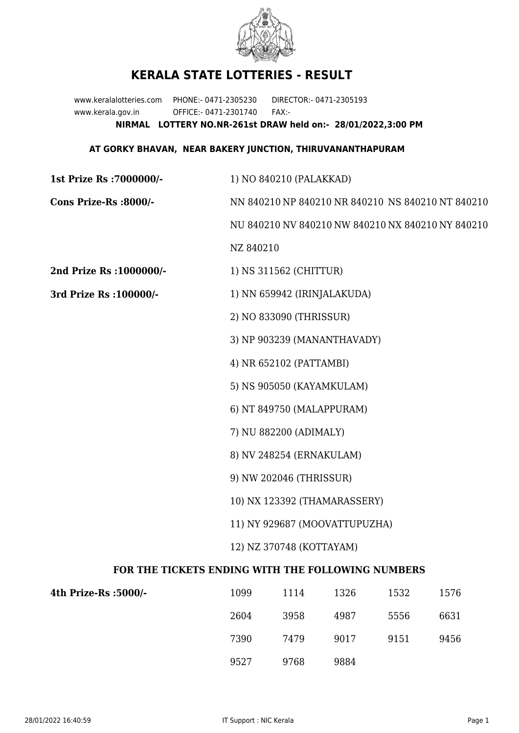# KERALA STATE LOTTERIES - RESULT

www.keralalotteries.com PHONE:- 0471-2305230 DIRECTOR:- 0471-2305193
www.kerala.gov.in OFFICE:- 0471-2301740 FAX:-

**NIRMAL LOTTERY NO.NR-261st DRAW held on:- 28/01/2022,3:00 PM**

**AT GORKY BHAVAN, NEAR BAKERY JUNCTION, THIRUVANANTHAPURAM**

**1st Prize Rs :7000000/-** 1) NO 840210 (PALAKKAD)

**Cons Prize-Rs :8000/-** NN 840210 NP 840210 NR 840210 NS 840210 NT 840210 NU 840210 NV 840210 NW 840210 NX 840210 NY 840210 NZ 840210

**2nd Prize Rs :1000000/-** 1) NS 311562 (CHITTUR)

**3rd Prize Rs :100000/-**

1) NN 659942 (IRINJALAKUDA)
2) NO 833090 (THRISSUR)
3) NP 903239 (MANANTHAVADY)
4) NR 652102 (PATTAMBI)
5) NS 905050 (KAYAMKULAM)
6) NT 849750 (MALAPPURAM)
7) NU 882200 (ADIMALY)
8) NV 248254 (ERNAKULAM)
9) NW 202046 (THRISSUR)
10) NX 123392 (THAMARASSERY)
11) NY 929687 (MOOVATTUPUZHA)
12) NZ 370748 (KOTTAYAM)

**FOR THE TICKETS ENDING WITH THE FOLLOWING NUMBERS**

**4th Prize-Rs :5000/-**

| | | | | |
|---|---|---|---|---|
| 1099 | 1114 | 1326 | 1532 | 1576 |
| 2604 | 3958 | 4987 | 5556 | 6631 |
| 7390 | 7479 | 9017 | 9151 | 9456 |
| 9527 | 9768 | 9884 | | |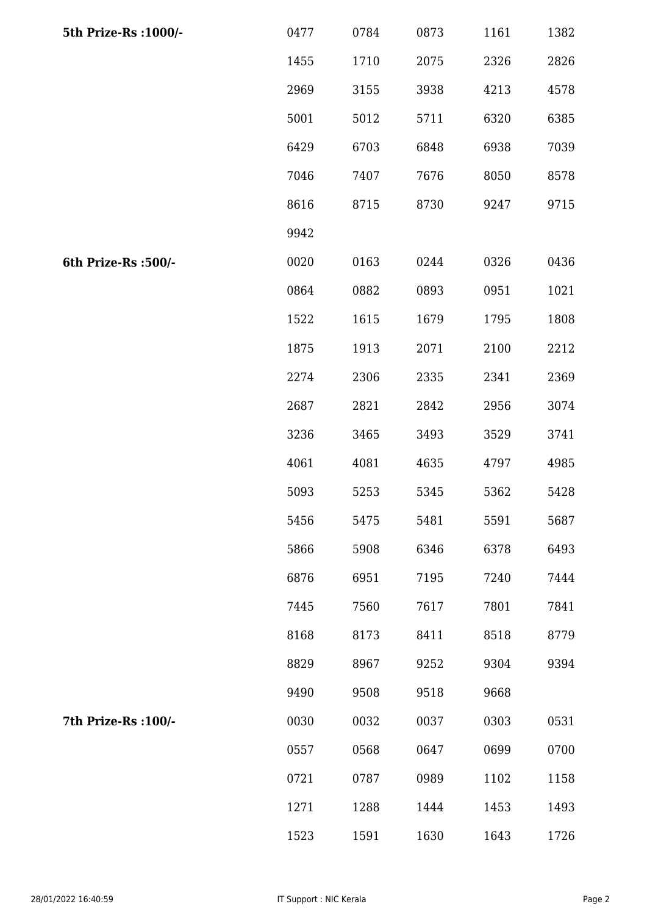| | | | | | |
|---|---|---|---|---|---|
| **5th Prize-Rs :1000/-** | 0477 | 0784 | 0873 | 1161 | 1382 |
| | 1455 | 1710 | 2075 | 2326 | 2826 |
| | 2969 | 3155 | 3938 | 4213 | 4578 |
| | 5001 | 5012 | 5711 | 6320 | 6385 |
| | 6429 | 6703 | 6848 | 6938 | 7039 |
| | 7046 | 7407 | 7676 | 8050 | 8578 |
| | 8616 | 8715 | 8730 | 9247 | 9715 |
| | 9942 | | | | |
| **6th Prize-Rs :500/-** | 0020 | 0163 | 0244 | 0326 | 0436 |
| | 0864 | 0882 | 0893 | 0951 | 1021 |
| | 1522 | 1615 | 1679 | 1795 | 1808 |
| | 1875 | 1913 | 2071 | 2100 | 2212 |
| | 2274 | 2306 | 2335 | 2341 | 2369 |
| | 2687 | 2821 | 2842 | 2956 | 3074 |
| | 3236 | 3465 | 3493 | 3529 | 3741 |
| | 4061 | 4081 | 4635 | 4797 | 4985 |
| | 5093 | 5253 | 5345 | 5362 | 5428 |
| | 5456 | 5475 | 5481 | 5591 | 5687 |
| | 5866 | 5908 | 6346 | 6378 | 6493 |
| | 6876 | 6951 | 7195 | 7240 | 7444 |
| | 7445 | 7560 | 7617 | 7801 | 7841 |
| | 8168 | 8173 | 8411 | 8518 | 8779 |
| | 8829 | 8967 | 9252 | 9304 | 9394 |
| | 9490 | 9508 | 9518 | 9668 | |
| **7th Prize-Rs :100/-** | 0030 | 0032 | 0037 | 0303 | 0531 |
| | 0557 | 0568 | 0647 | 0699 | 0700 |
| | 0721 | 0787 | 0989 | 1102 | 1158 |
| | 1271 | 1288 | 1444 | 1453 | 1493 |
| | 1523 | 1591 | 1630 | 1643 | 1726 |

28/01/2022 16:40:59 IT Support : NIC Kerala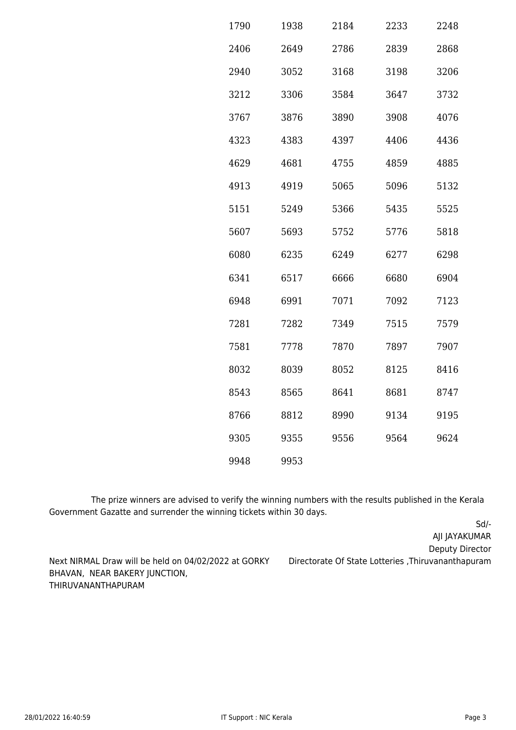| | | | | |
|---|---|---|---|---|
| 1790 | 1938 | 2184 | 2233 | 2248 |
| 2406 | 2649 | 2786 | 2839 | 2868 |
| 2940 | 3052 | 3168 | 3198 | 3206 |
| 3212 | 3306 | 3584 | 3647 | 3732 |
| 3767 | 3876 | 3890 | 3908 | 4076 |
| 4323 | 4383 | 4397 | 4406 | 4436 |
| 4629 | 4681 | 4755 | 4859 | 4885 |
| 4913 | 4919 | 5065 | 5096 | 5132 |
| 5151 | 5249 | 5366 | 5435 | 5525 |
| 5607 | 5693 | 5752 | 5776 | 5818 |
| 6080 | 6235 | 6249 | 6277 | 6298 |
| 6341 | 6517 | 6666 | 6680 | 6904 |
| 6948 | 6991 | 7071 | 7092 | 7123 |
| 7281 | 7282 | 7349 | 7515 | 7579 |
| 7581 | 7778 | 7870 | 7897 | 7907 |
| 8032 | 8039 | 8052 | 8125 | 8416 |
| 8543 | 8565 | 8641 | 8681 | 8747 |
| 8766 | 8812 | 8990 | 9134 | 9195 |
| 9305 | 9355 | 9556 | 9564 | 9624 |
| 9948 | 9953 | | | |

The prize winners are advised to verify the winning numbers with the results published in the Kerala Government Gazatte and surrender the winning tickets within 30 days.

Sd/-
AJI JAYAKUMAR
Deputy Director
Directorate Of State Lotteries ,Thiruvananthapuram

Next NIRMAL Draw will be held on 04/02/2022 at GORKY BHAVAN, NEAR BAKERY JUNCTION, THIRUVANANTHAPURAM